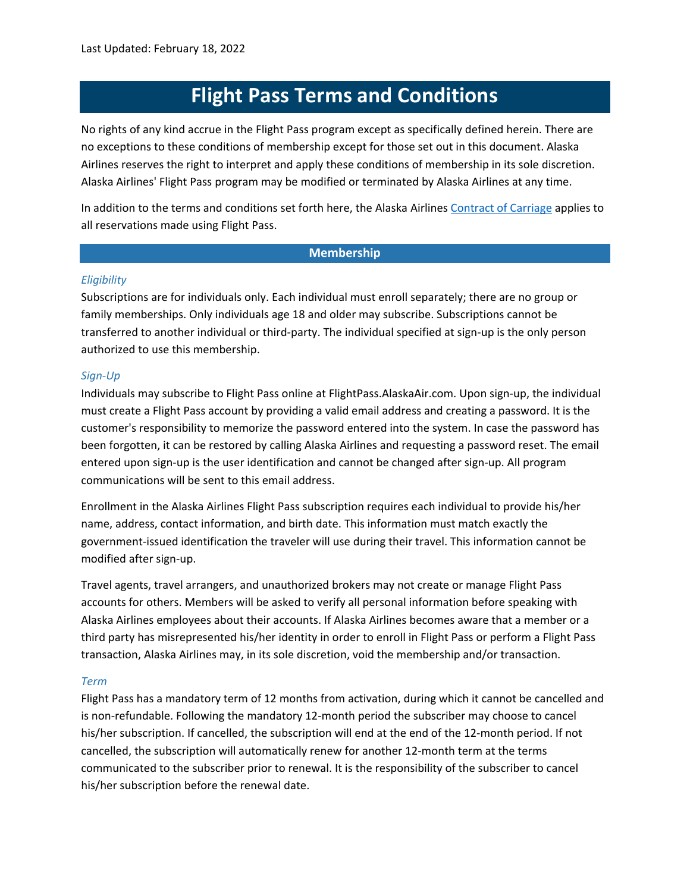Last Updated: February 18, 2022

# Flight Pass Terms and Conditions

No rights of any kind accrue in the Flight Pass program except as specifically defined herein. There are no exceptions to these conditions of membership except for those set out in this document. Alaska Airlines reserves the right to interpret and apply these conditions of membership in its sole discretion. Alaska Airlines' Flight Pass program may be modified or terminated by Alaska Airlines at any time.

In addition to the terms and conditions set forth here, the Alaska Airlines Contract of Carriage applies to all reservations made using Flight Pass.

## Membership

### *Eligibility*

Subscriptions are for individuals only. Each individual must enroll separately; there are no group or family memberships. Only individuals age 18 and older may subscribe. Subscriptions cannot be transferred to another individual or third-party. The individual specified at sign-up is the only person authorized to use this membership.

### *Sign-Up*

Individuals may subscribe to Flight Pass online at FlightPass.AlaskaAir.com. Upon sign-up, the individual must create a Flight Pass account by providing a valid email address and creating a password. It is the customer's responsibility to memorize the password entered into the system. In case the password has been forgotten, it can be restored by calling Alaska Airlines and requesting a password reset. The email entered upon sign-up is the user identification and cannot be changed after sign-up. All program communications will be sent to this email address.

Enrollment in the Alaska Airlines Flight Pass subscription requires each individual to provide his/her name, address, contact information, and birth date. This information must match exactly the government-issued identification the traveler will use during their travel. This information cannot be modified after sign-up.

Travel agents, travel arrangers, and unauthorized brokers may not create or manage Flight Pass accounts for others. Members will be asked to verify all personal information before speaking with Alaska Airlines employees about their accounts. If Alaska Airlines becomes aware that a member or a third party has misrepresented his/her identity in order to enroll in Flight Pass or perform a Flight Pass transaction, Alaska Airlines may, in its sole discretion, void the membership and/or transaction.

### *Term*

Flight Pass has a mandatory term of 12 months from activation, during which it cannot be cancelled and is non-refundable. Following the mandatory 12-month period the subscriber may choose to cancel his/her subscription. If cancelled, the subscription will end at the end of the 12-month period. If not cancelled, the subscription will automatically renew for another 12-month term at the terms communicated to the subscriber prior to renewal. It is the responsibility of the subscriber to cancel his/her subscription before the renewal date.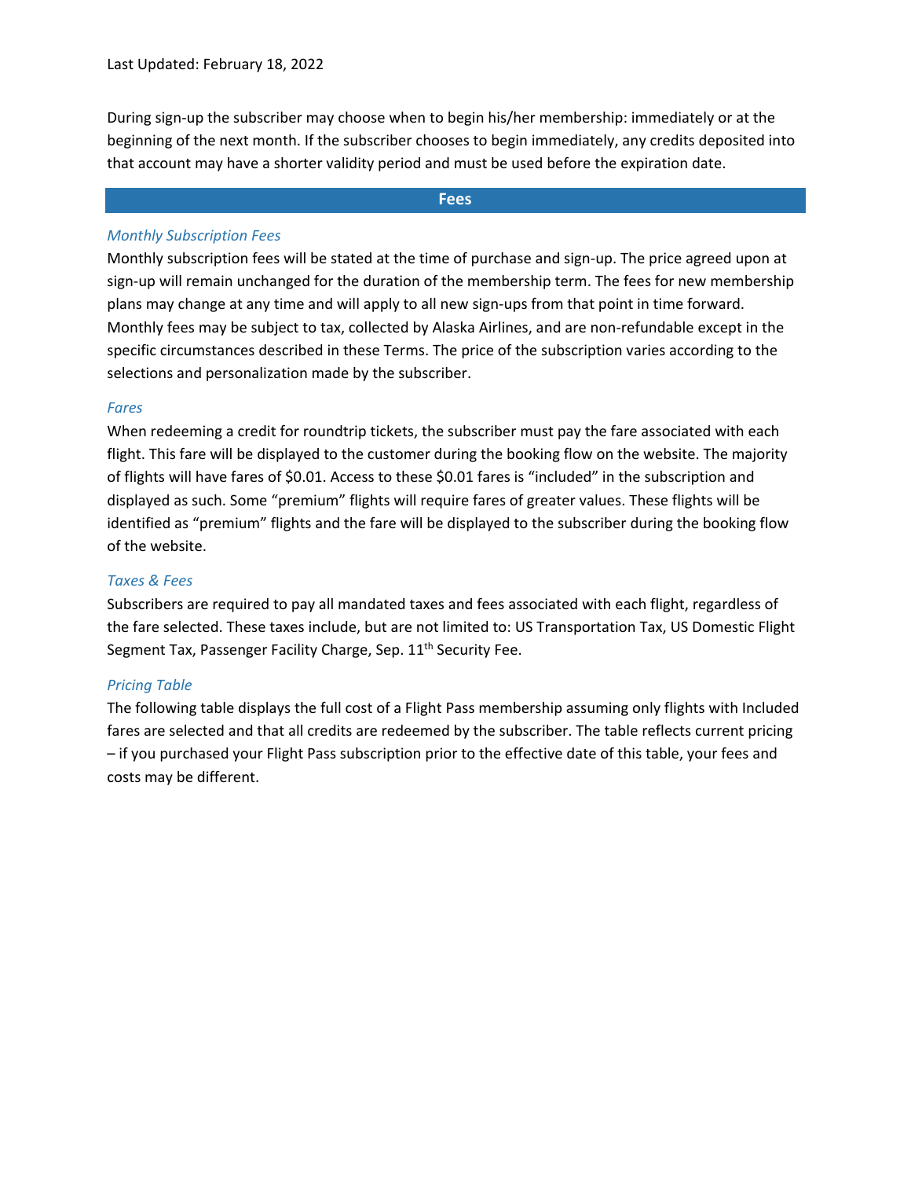Last Updated: February 18, 2022

During sign-up the subscriber may choose when to begin his/her membership: immediately or at the beginning of the next month. If the subscriber chooses to begin immediately, any credits deposited into that account may have a shorter validity period and must be used before the expiration date.

## Fees

### *Monthly Subscription Fees*

Monthly subscription fees will be stated at the time of purchase and sign-up. The price agreed upon at sign-up will remain unchanged for the duration of the membership term. The fees for new membership plans may change at any time and will apply to all new sign-ups from that point in time forward. Monthly fees may be subject to tax, collected by Alaska Airlines, and are non-refundable except in the specific circumstances described in these Terms. The price of the subscription varies according to the selections and personalization made by the subscriber.

### *Fares*

When redeeming a credit for roundtrip tickets, the subscriber must pay the fare associated with each flight. This fare will be displayed to the customer during the booking flow on the website. The majority of flights will have fares of $0.01. Access to these $0.01 fares is “included” in the subscription and displayed as such. Some “premium” flights will require fares of greater values. These flights will be identified as “premium” flights and the fare will be displayed to the subscriber during the booking flow of the website.

### *Taxes & Fees*

Subscribers are required to pay all mandated taxes and fees associated with each flight, regardless of the fare selected. These taxes include, but are not limited to: US Transportation Tax, US Domestic Flight Segment Tax, Passenger Facility Charge, Sep. 11th Security Fee.

### *Pricing Table*

The following table displays the full cost of a Flight Pass membership assuming only flights with Included fares are selected and that all credits are redeemed by the subscriber. The table reflects current pricing – if you purchased your Flight Pass subscription prior to the effective date of this table, your fees and costs may be different.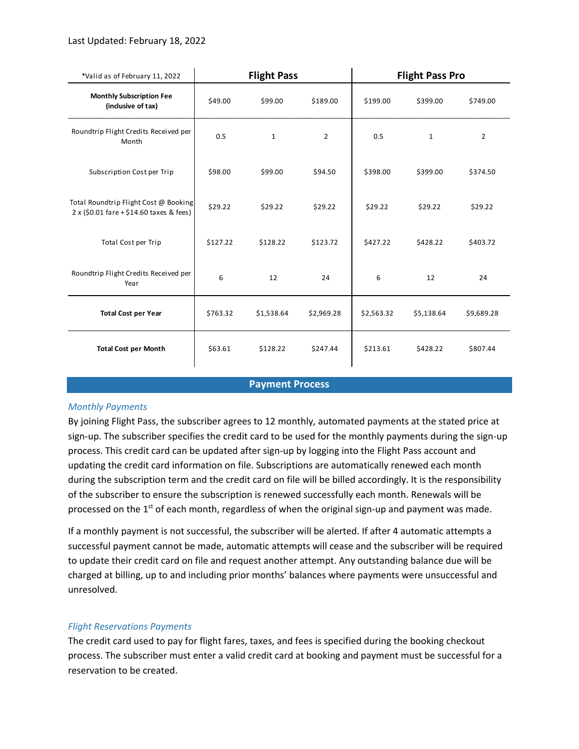Last Updated: February 18, 2022

| *Valid as of February 11, 2022 | Flight Pass | | | Flight Pass Pro | | |
|---|---|---|---|---|---|---|
| **Monthly Subscription Fee (inclusive of tax)** | $49.00 | $99.00 | $189.00 | $199.00 | $399.00 | $749.00 |
| Roundtrip Flight Credits Received per Month | 0.5 | 1 | 2 | 0.5 | 1 | 2 |
| Subscription Cost per Trip | $98.00 | $99.00 | $94.50 | $398.00 | $399.00 | $374.50 |
| Total Roundtrip Flight Cost @ Booking 2 x ($0.01 fare + $14.60 taxes & fees) | $29.22 | $29.22 | $29.22 | $29.22 | $29.22 | $29.22 |
| Total Cost per Trip | $127.22 | $128.22 | $123.72 | $427.22 | $428.22 | $403.72 |
| Roundtrip Flight Credits Received per Year | 6 | 12 | 24 | 6 | 12 | 24 |
| **Total Cost per Year** | $763.32 | $1,538.64 | $2,969.28 | $2,563.32 | $5,138.64 | $9,689.28 |
| **Total Cost per Month** | $63.61 | $128.22 | $247.44 | $213.61 | $428.22 | $807.44 |

## Payment Process

### *Monthly Payments*

By joining Flight Pass, the subscriber agrees to 12 monthly, automated payments at the stated price at sign-up. The subscriber specifies the credit card to be used for the monthly payments during the sign-up process. This credit card can be updated after sign-up by logging into the Flight Pass account and updating the credit card information on file. Subscriptions are automatically renewed each month during the subscription term and the credit card on file will be billed accordingly. It is the responsibility of the subscriber to ensure the subscription is renewed successfully each month. Renewals will be processed on the 1st of each month, regardless of when the original sign-up and payment was made.

If a monthly payment is not successful, the subscriber will be alerted. If after 4 automatic attempts a successful payment cannot be made, automatic attempts will cease and the subscriber will be required to update their credit card on file and request another attempt. Any outstanding balance due will be charged at billing, up to and including prior months' balances where payments were unsuccessful and unresolved.

### *Flight Reservations Payments*

The credit card used to pay for flight fares, taxes, and fees is specified during the booking checkout process. The subscriber must enter a valid credit card at booking and payment must be successful for a reservation to be created.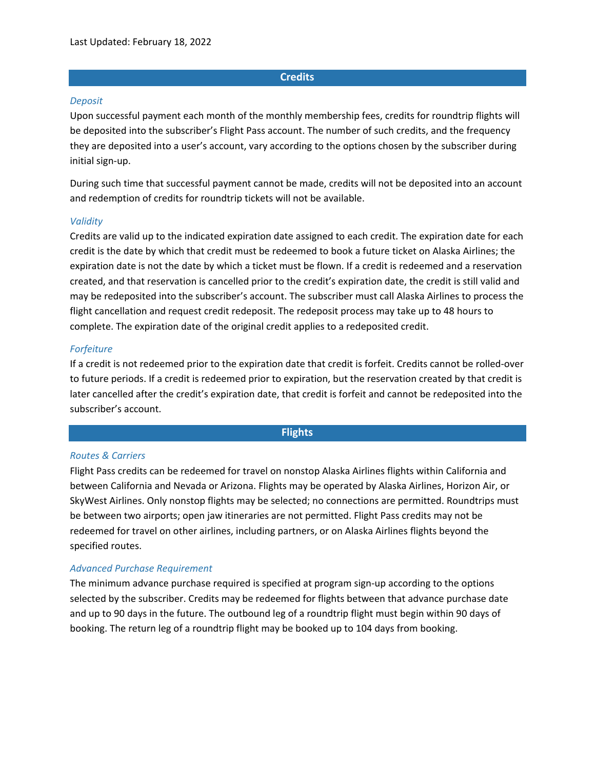Last Updated: February 18, 2022

## Credits

### *Deposit*

Upon successful payment each month of the monthly membership fees, credits for roundtrip flights will be deposited into the subscriber's Flight Pass account. The number of such credits, and the frequency they are deposited into a user's account, vary according to the options chosen by the subscriber during initial sign-up.

During such time that successful payment cannot be made, credits will not be deposited into an account and redemption of credits for roundtrip tickets will not be available.

### *Validity*

Credits are valid up to the indicated expiration date assigned to each credit. The expiration date for each credit is the date by which that credit must be redeemed to book a future ticket on Alaska Airlines; the expiration date is not the date by which a ticket must be flown. If a credit is redeemed and a reservation created, and that reservation is cancelled prior to the credit's expiration date, the credit is still valid and may be redeposited into the subscriber's account. The subscriber must call Alaska Airlines to process the flight cancellation and request credit redeposit. The redeposit process may take up to 48 hours to complete. The expiration date of the original credit applies to a redeposited credit.

### *Forfeiture*

If a credit is not redeemed prior to the expiration date that credit is forfeit. Credits cannot be rolled-over to future periods. If a credit is redeemed prior to expiration, but the reservation created by that credit is later cancelled after the credit's expiration date, that credit is forfeit and cannot be redeposited into the subscriber's account.

## Flights

### *Routes & Carriers*

Flight Pass credits can be redeemed for travel on nonstop Alaska Airlines flights within California and between California and Nevada or Arizona. Flights may be operated by Alaska Airlines, Horizon Air, or SkyWest Airlines. Only nonstop flights may be selected; no connections are permitted. Roundtrips must be between two airports; open jaw itineraries are not permitted. Flight Pass credits may not be redeemed for travel on other airlines, including partners, or on Alaska Airlines flights beyond the specified routes.

### *Advanced Purchase Requirement*

The minimum advance purchase required is specified at program sign-up according to the options selected by the subscriber. Credits may be redeemed for flights between that advance purchase date and up to 90 days in the future. The outbound leg of a roundtrip flight must begin within 90 days of booking. The return leg of a roundtrip flight may be booked up to 104 days from booking.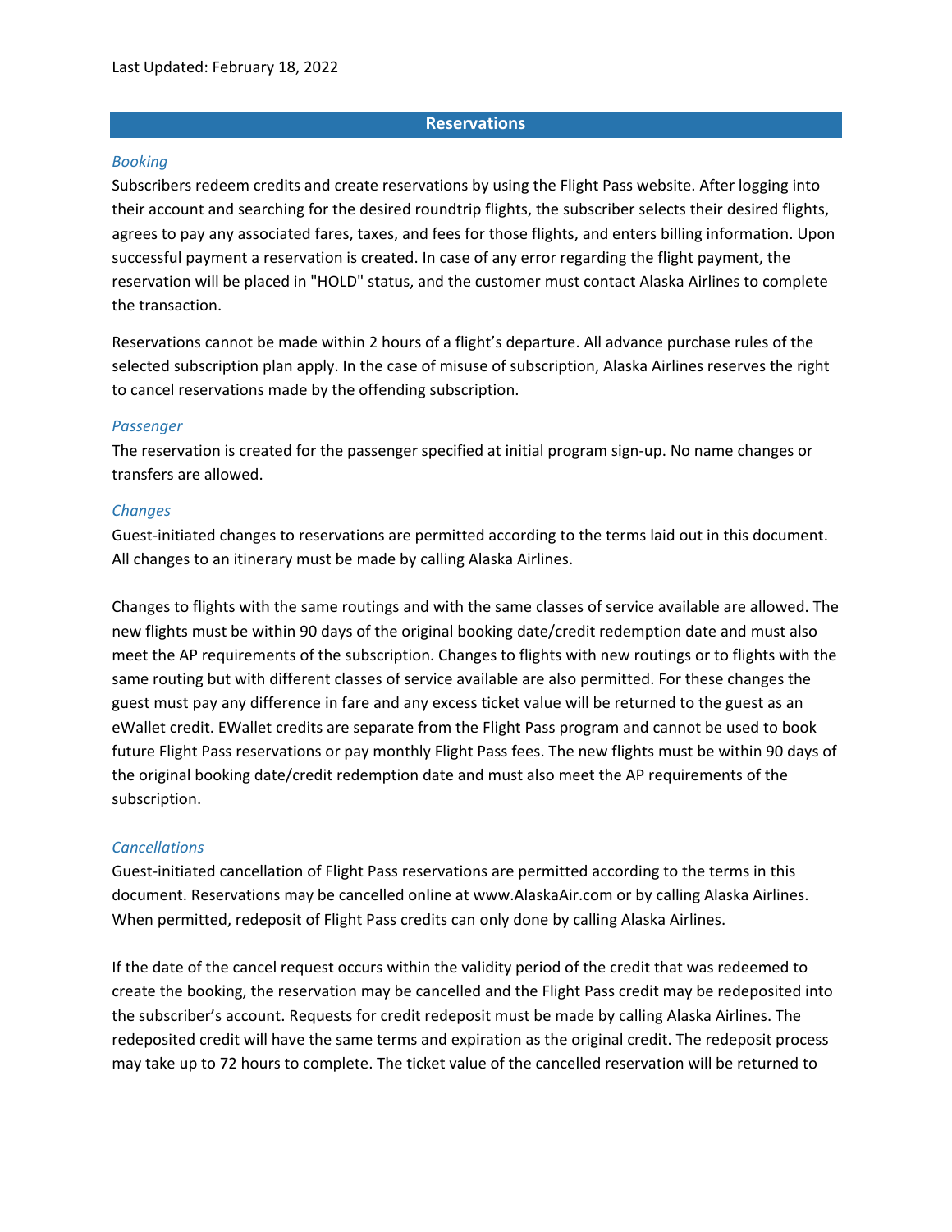Last Updated: February 18, 2022

## Reservations

### *Booking*

Subscribers redeem credits and create reservations by using the Flight Pass website. After logging into their account and searching for the desired roundtrip flights, the subscriber selects their desired flights, agrees to pay any associated fares, taxes, and fees for those flights, and enters billing information. Upon successful payment a reservation is created. In case of any error regarding the flight payment, the reservation will be placed in "HOLD" status, and the customer must contact Alaska Airlines to complete the transaction.

Reservations cannot be made within 2 hours of a flight's departure. All advance purchase rules of the selected subscription plan apply. In the case of misuse of subscription, Alaska Airlines reserves the right to cancel reservations made by the offending subscription.

### *Passenger*

The reservation is created for the passenger specified at initial program sign-up. No name changes or transfers are allowed.

### *Changes*

Guest-initiated changes to reservations are permitted according to the terms laid out in this document. All changes to an itinerary must be made by calling Alaska Airlines.

Changes to flights with the same routings and with the same classes of service available are allowed. The new flights must be within 90 days of the original booking date/credit redemption date and must also meet the AP requirements of the subscription. Changes to flights with new routings or to flights with the same routing but with different classes of service available are also permitted. For these changes the guest must pay any difference in fare and any excess ticket value will be returned to the guest as an eWallet credit. EWallet credits are separate from the Flight Pass program and cannot be used to book future Flight Pass reservations or pay monthly Flight Pass fees. The new flights must be within 90 days of the original booking date/credit redemption date and must also meet the AP requirements of the subscription.

### *Cancellations*

Guest-initiated cancellation of Flight Pass reservations are permitted according to the terms in this document. Reservations may be cancelled online at www.AlaskaAir.com or by calling Alaska Airlines. When permitted, redeposit of Flight Pass credits can only done by calling Alaska Airlines.

If the date of the cancel request occurs within the validity period of the credit that was redeemed to create the booking, the reservation may be cancelled and the Flight Pass credit may be redeposited into the subscriber's account. Requests for credit redeposit must be made by calling Alaska Airlines. The redeposited credit will have the same terms and expiration as the original credit. The redeposit process may take up to 72 hours to complete. The ticket value of the cancelled reservation will be returned to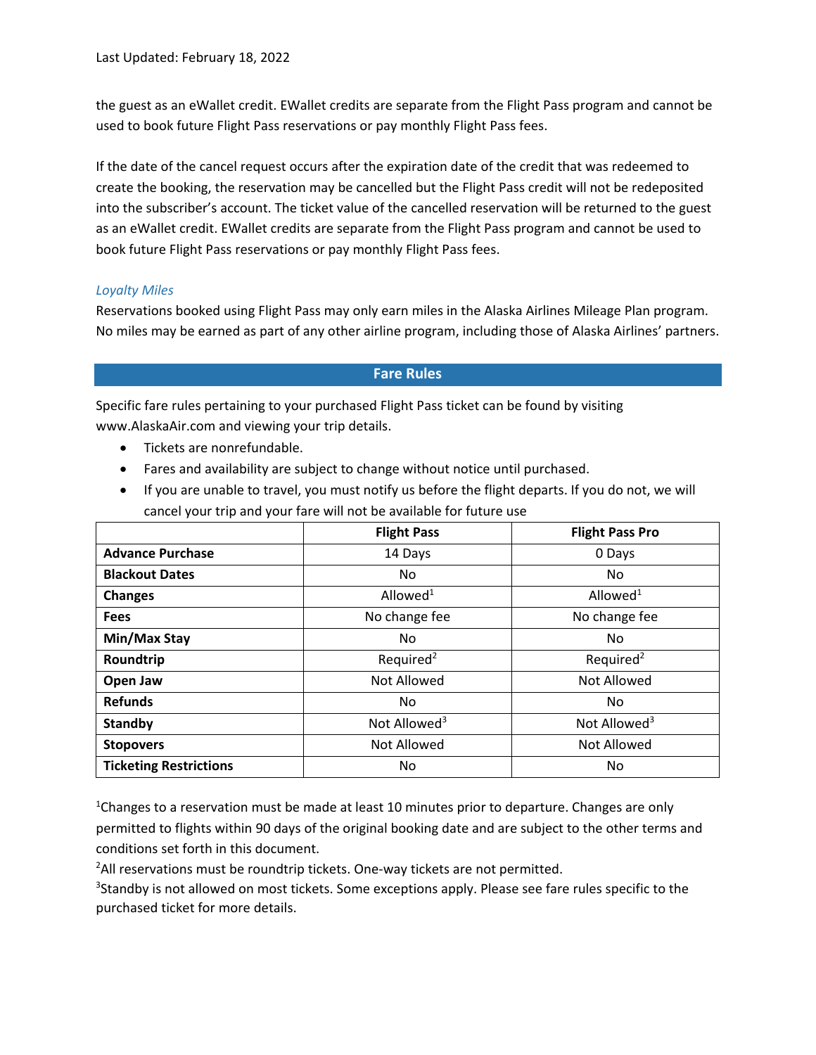the guest as an eWallet credit. EWallet credits are separate from the Flight Pass program and cannot be used to book future Flight Pass reservations or pay monthly Flight Pass fees.

If the date of the cancel request occurs after the expiration date of the credit that was redeemed to create the booking, the reservation may be cancelled but the Flight Pass credit will not be redeposited into the subscriber's account. The ticket value of the cancelled reservation will be returned to the guest as an eWallet credit. EWallet credits are separate from the Flight Pass program and cannot be used to book future Flight Pass reservations or pay monthly Flight Pass fees.

### *Loyalty Miles*

Reservations booked using Flight Pass may only earn miles in the Alaska Airlines Mileage Plan program. No miles may be earned as part of any other airline program, including those of Alaska Airlines' partners.

## Fare Rules

Specific fare rules pertaining to your purchased Flight Pass ticket can be found by visiting www.AlaskaAir.com and viewing your trip details.

- Tickets are nonrefundable.
- Fares and availability are subject to change without notice until purchased.
- If you are unable to travel, you must notify us before the flight departs. If you do not, we will cancel your trip and your fare will not be available for future use

| | **Flight Pass** | **Flight Pass Pro** |
|---|---|---|
| **Advance Purchase** | 14 Days | 0 Days |
| **Blackout Dates** | No | No |
| **Changes** | Allowed[1] | Allowed[1] |
| **Fees** | No change fee | No change fee |
| **Min/Max Stay** | No | No |
| **Roundtrip** | Required[2] | Required[2] |
| **Open Jaw** | Not Allowed | Not Allowed |
| **Refunds** | No | No |
| **Standby** | Not Allowed[3] | Not Allowed[3] |
| **Stopovers** | Not Allowed | Not Allowed |
| **Ticketing Restrictions** | No | No |

[1]Changes to a reservation must be made at least 10 minutes prior to departure. Changes are only permitted to flights within 90 days of the original booking date and are subject to the other terms and conditions set forth in this document.

[2]All reservations must be roundtrip tickets. One-way tickets are not permitted.

[3]Standby is not allowed on most tickets. Some exceptions apply. Please see fare rules specific to the purchased ticket for more details.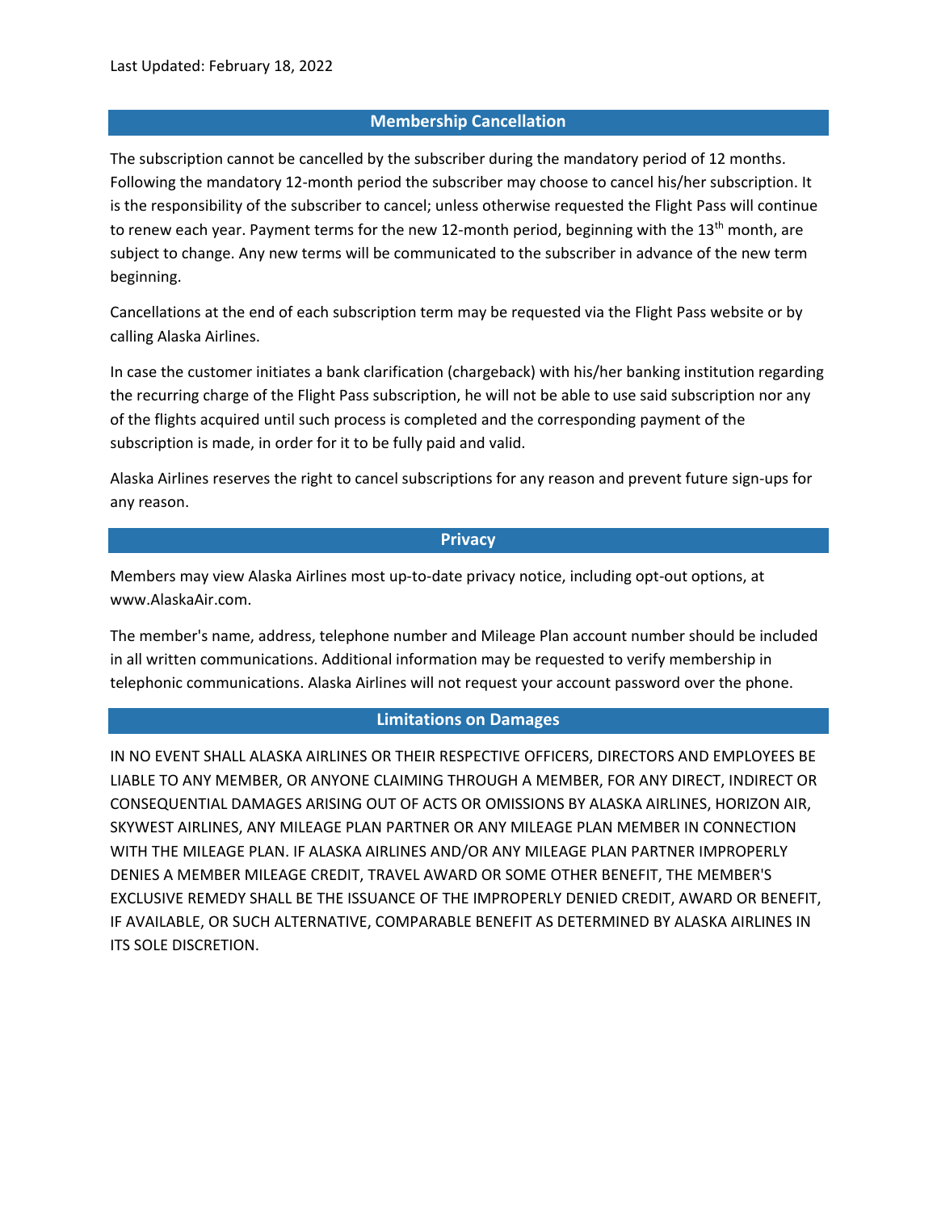Last Updated: February 18, 2022

## Membership Cancellation

The subscription cannot be cancelled by the subscriber during the mandatory period of 12 months. Following the mandatory 12-month period the subscriber may choose to cancel his/her subscription. It is the responsibility of the subscriber to cancel; unless otherwise requested the Flight Pass will continue to renew each year. Payment terms for the new 12-month period, beginning with the 13th month, are subject to change. Any new terms will be communicated to the subscriber in advance of the new term beginning.

Cancellations at the end of each subscription term may be requested via the Flight Pass website or by calling Alaska Airlines.

In case the customer initiates a bank clarification (chargeback) with his/her banking institution regarding the recurring charge of the Flight Pass subscription, he will not be able to use said subscription nor any of the flights acquired until such process is completed and the corresponding payment of the subscription is made, in order for it to be fully paid and valid.

Alaska Airlines reserves the right to cancel subscriptions for any reason and prevent future sign-ups for any reason.

## Privacy

Members may view Alaska Airlines most up-to-date privacy notice, including opt-out options, at www.AlaskaAir.com.

The member's name, address, telephone number and Mileage Plan account number should be included in all written communications. Additional information may be requested to verify membership in telephonic communications. Alaska Airlines will not request your account password over the phone.

## Limitations on Damages

IN NO EVENT SHALL ALASKA AIRLINES OR THEIR RESPECTIVE OFFICERS, DIRECTORS AND EMPLOYEES BE LIABLE TO ANY MEMBER, OR ANYONE CLAIMING THROUGH A MEMBER, FOR ANY DIRECT, INDIRECT OR CONSEQUENTIAL DAMAGES ARISING OUT OF ACTS OR OMISSIONS BY ALASKA AIRLINES, HORIZON AIR, SKYWEST AIRLINES, ANY MILEAGE PLAN PARTNER OR ANY MILEAGE PLAN MEMBER IN CONNECTION WITH THE MILEAGE PLAN. IF ALASKA AIRLINES AND/OR ANY MILEAGE PLAN PARTNER IMPROPERLY DENIES A MEMBER MILEAGE CREDIT, TRAVEL AWARD OR SOME OTHER BENEFIT, THE MEMBER'S EXCLUSIVE REMEDY SHALL BE THE ISSUANCE OF THE IMPROPERLY DENIED CREDIT, AWARD OR BENEFIT, IF AVAILABLE, OR SUCH ALTERNATIVE, COMPARABLE BENEFIT AS DETERMINED BY ALASKA AIRLINES IN ITS SOLE DISCRETION.